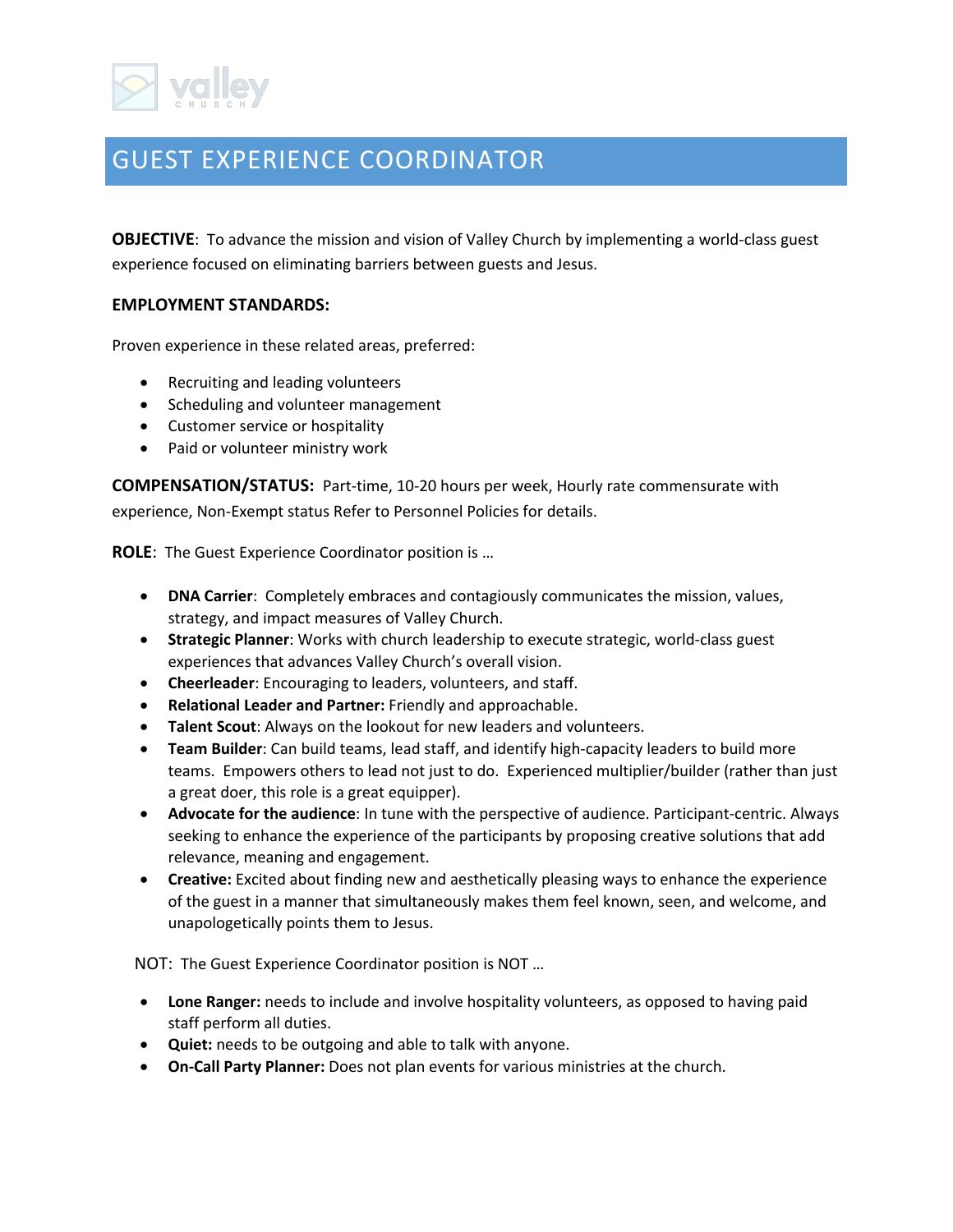valley
CHURCH

# GUEST EXPERIENCE COORDINATOR

**OBJECTIVE**: To advance the mission and vision of Valley Church by implementing a world-class guest experience focused on eliminating barriers between guests and Jesus.

**EMPLOYMENT STANDARDS:**

Proven experience in these related areas, preferred:

- Recruiting and leading volunteers
- Scheduling and volunteer management
- Customer service or hospitality
- Paid or volunteer ministry work

**COMPENSATION/STATUS:** Part-time, 10-20 hours per week, Hourly rate commensurate with experience, Non-Exempt status Refer to Personnel Policies for details.

**ROLE**: The Guest Experience Coordinator position is …

- **DNA Carrier**: Completely embraces and contagiously communicates the mission, values, strategy, and impact measures of Valley Church.
- **Strategic Planner**: Works with church leadership to execute strategic, world-class guest experiences that advances Valley Church's overall vision.
- **Cheerleader**: Encouraging to leaders, volunteers, and staff.
- **Relational Leader and Partner:** Friendly and approachable.
- **Talent Scout**: Always on the lookout for new leaders and volunteers.
- **Team Builder**: Can build teams, lead staff, and identify high-capacity leaders to build more teams. Empowers others to lead not just to do. Experienced multiplier/builder (rather than just a great doer, this role is a great equipper).
- **Advocate for the audience**: In tune with the perspective of audience. Participant-centric. Always seeking to enhance the experience of the participants by proposing creative solutions that add relevance, meaning and engagement.
- **Creative:** Excited about finding new and aesthetically pleasing ways to enhance the experience of the guest in a manner that simultaneously makes them feel known, seen, and welcome, and unapologetically points them to Jesus.

NOT: The Guest Experience Coordinator position is NOT …

- **Lone Ranger:** needs to include and involve hospitality volunteers, as opposed to having paid staff perform all duties.
- **Quiet:** needs to be outgoing and able to talk with anyone.
- **On-Call Party Planner:** Does not plan events for various ministries at the church.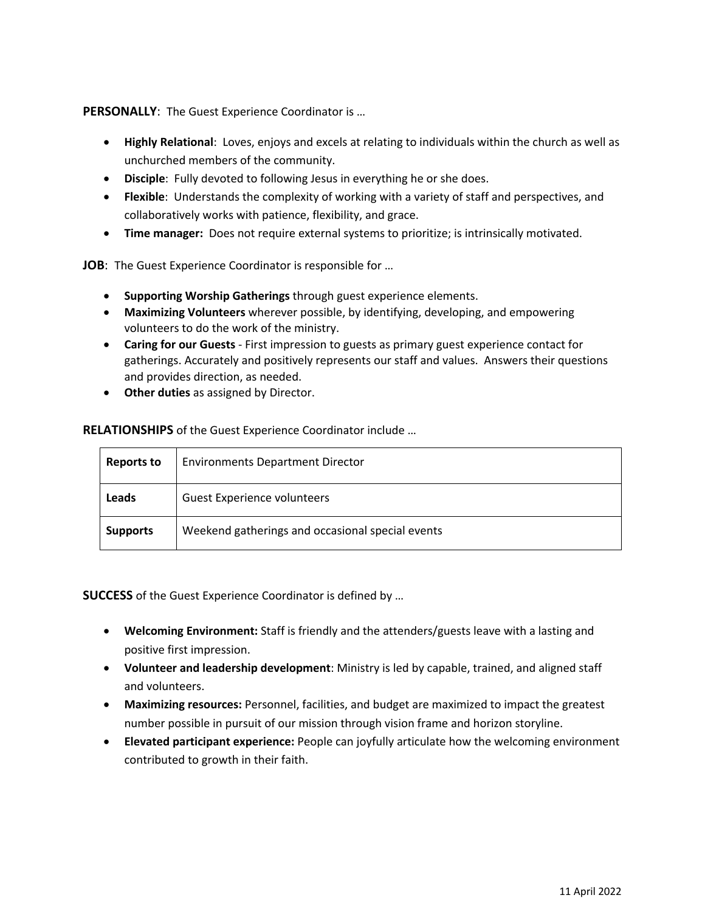**PERSONALLY**: The Guest Experience Coordinator is …

- **Highly Relational**: Loves, enjoys and excels at relating to individuals within the church as well as unchurched members of the community.
- **Disciple**: Fully devoted to following Jesus in everything he or she does.
- **Flexible**: Understands the complexity of working with a variety of staff and perspectives, and collaboratively works with patience, flexibility, and grace.
- **Time manager:** Does not require external systems to prioritize; is intrinsically motivated.

**JOB**: The Guest Experience Coordinator is responsible for …

- **Supporting Worship Gatherings** through guest experience elements.
- **Maximizing Volunteers** wherever possible, by identifying, developing, and empowering volunteers to do the work of the ministry.
- **Caring for our Guests** - First impression to guests as primary guest experience contact for gatherings. Accurately and positively represents our staff and values. Answers their questions and provides direction, as needed.
- **Other duties** as assigned by Director.

**RELATIONSHIPS** of the Guest Experience Coordinator include …

| | |
|---|---|
| **Reports to** | Environments Department Director |
| **Leads** | Guest Experience volunteers |
| **Supports** | Weekend gatherings and occasional special events |

**SUCCESS** of the Guest Experience Coordinator is defined by …

- **Welcoming Environment:** Staff is friendly and the attenders/guests leave with a lasting and positive first impression.
- **Volunteer and leadership development**: Ministry is led by capable, trained, and aligned staff and volunteers.
- **Maximizing resources:** Personnel, facilities, and budget are maximized to impact the greatest number possible in pursuit of our mission through vision frame and horizon storyline.
- **Elevated participant experience:** People can joyfully articulate how the welcoming environment contributed to growth in their faith.

11 April 2022